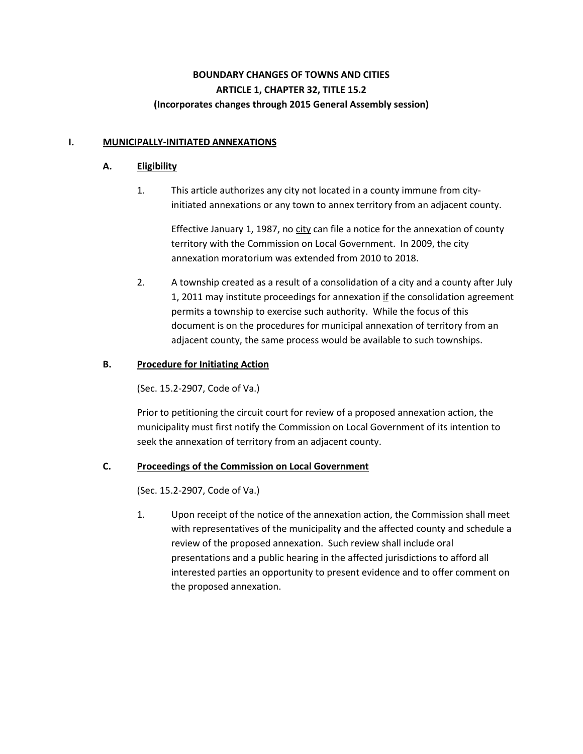# BOUNDARY CHANGES OF TOWNS AND CITIES
## ARTICLE 1, CHAPTER 32, TITLE 15.2
### (Incorporates changes through 2015 General Assembly session)

## I. MUNICIPALLY-INITIATED ANNEXATIONS

### A. Eligibility

1. This article authorizes any city not located in a county immune from city-initiated annexations or any town to annex territory from an adjacent county.

   Effective January 1, 1987, no city can file a notice for the annexation of county territory with the Commission on Local Government. In 2009, the city annexation moratorium was extended from 2010 to 2018.

2. A township created as a result of a consolidation of a city and a county after July 1, 2011 may institute proceedings for annexation if the consolidation agreement permits a township to exercise such authority. While the focus of this document is on the procedures for municipal annexation of territory from an adjacent county, the same process would be available to such townships.

### B. Procedure for Initiating Action

(Sec. 15.2-2907, Code of Va.)

Prior to petitioning the circuit court for review of a proposed annexation action, the municipality must first notify the Commission on Local Government of its intention to seek the annexation of territory from an adjacent county.

### C. Proceedings of the Commission on Local Government

(Sec. 15.2-2907, Code of Va.)

1. Upon receipt of the notice of the annexation action, the Commission shall meet with representatives of the municipality and the affected county and schedule a review of the proposed annexation. Such review shall include oral presentations and a public hearing in the affected jurisdictions to afford all interested parties an opportunity to present evidence and to offer comment on the proposed annexation.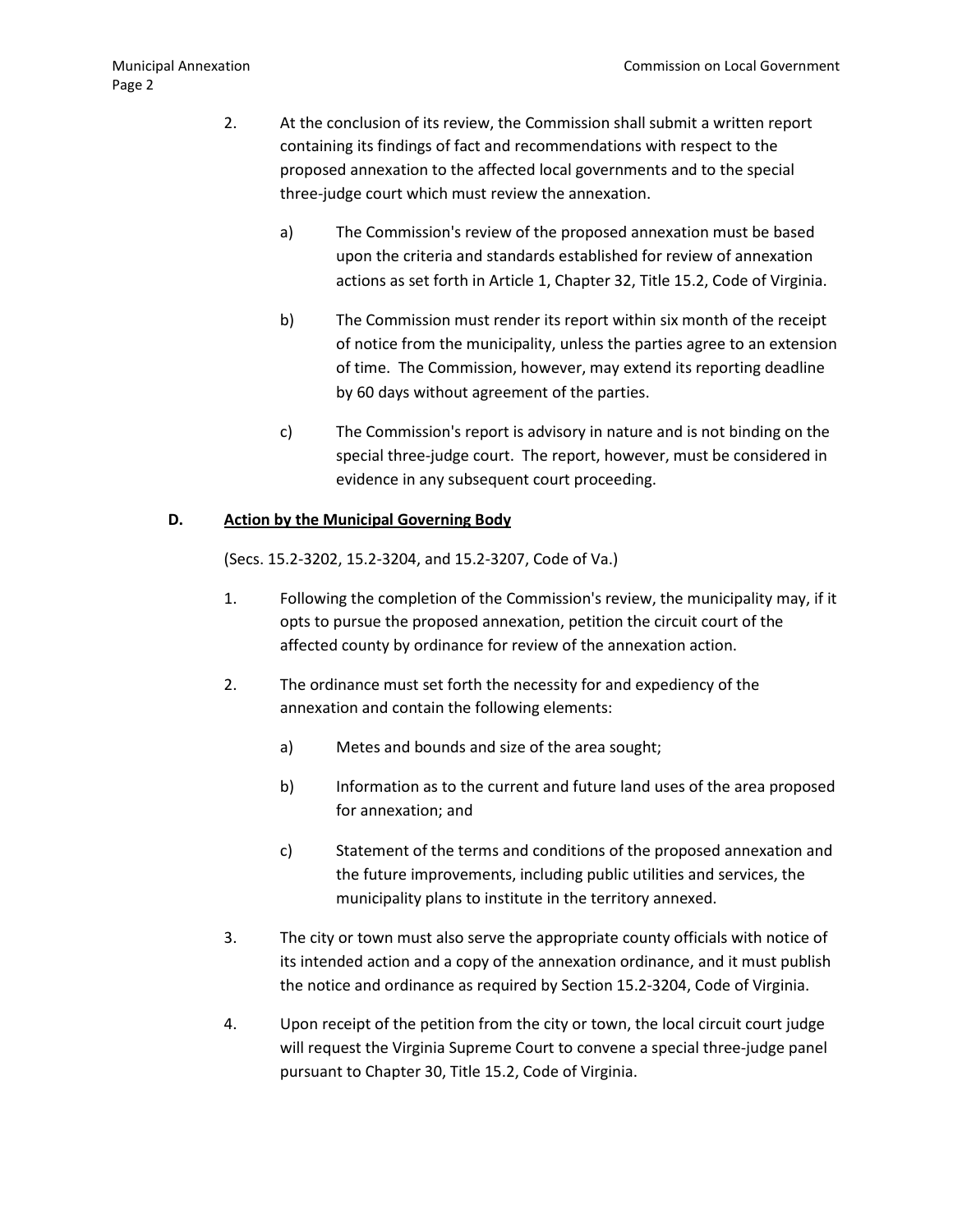2. At the conclusion of its review, the Commission shall submit a written report containing its findings of fact and recommendations with respect to the proposed annexation to the affected local governments and to the special three-judge court which must review the annexation.

   a) The Commission's review of the proposed annexation must be based upon the criteria and standards established for review of annexation actions as set forth in Article 1, Chapter 32, Title 15.2, Code of Virginia.

   b) The Commission must render its report within six month of the receipt of notice from the municipality, unless the parties agree to an extension of time. The Commission, however, may extend its reporting deadline by 60 days without agreement of the parties.

   c) The Commission's report is advisory in nature and is not binding on the special three-judge court. The report, however, must be considered in evidence in any subsequent court proceeding.

## D. Action by the Municipal Governing Body

(Secs. 15.2-3202, 15.2-3204, and 15.2-3207, Code of Va.)

1. Following the completion of the Commission's review, the municipality may, if it opts to pursue the proposed annexation, petition the circuit court of the affected county by ordinance for review of the annexation action.

2. The ordinance must set forth the necessity for and expediency of the annexation and contain the following elements:

   a) Metes and bounds and size of the area sought;

   b) Information as to the current and future land uses of the area proposed for annexation; and

   c) Statement of the terms and conditions of the proposed annexation and the future improvements, including public utilities and services, the municipality plans to institute in the territory annexed.

3. The city or town must also serve the appropriate county officials with notice of its intended action and a copy of the annexation ordinance, and it must publish the notice and ordinance as required by Section 15.2-3204, Code of Virginia.

4. Upon receipt of the petition from the city or town, the local circuit court judge will request the Virginia Supreme Court to convene a special three-judge panel pursuant to Chapter 30, Title 15.2, Code of Virginia.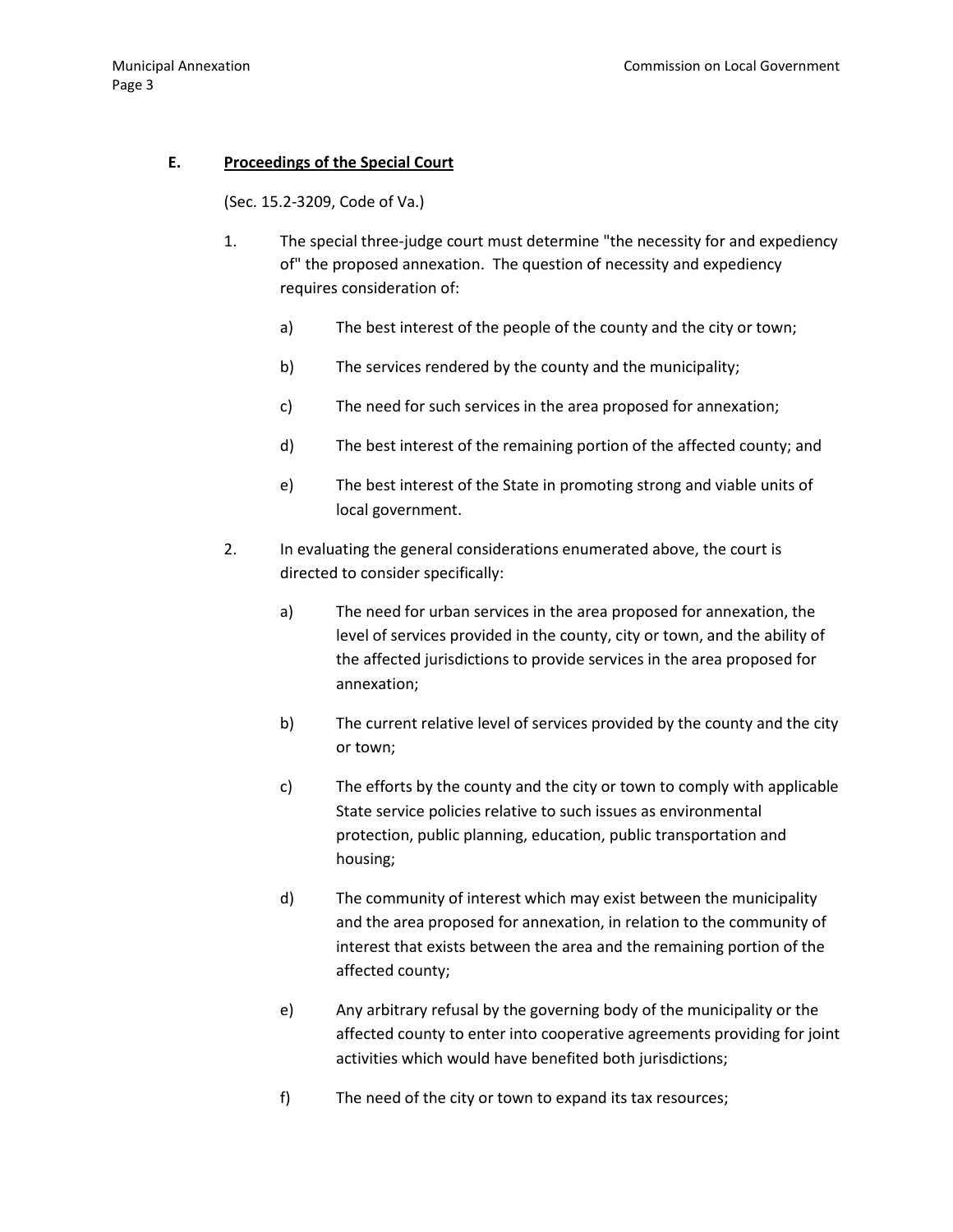## E. Proceedings of the Special Court

(Sec. 15.2-3209, Code of Va.)

1. The special three-judge court must determine "the necessity for and expediency of" the proposed annexation. The question of necessity and expediency requires consideration of:

   a) The best interest of the people of the county and the city or town;

   b) The services rendered by the county and the municipality;

   c) The need for such services in the area proposed for annexation;

   d) The best interest of the remaining portion of the affected county; and

   e) The best interest of the State in promoting strong and viable units of local government.

2. In evaluating the general considerations enumerated above, the court is directed to consider specifically:

   a) The need for urban services in the area proposed for annexation, the level of services provided in the county, city or town, and the ability of the affected jurisdictions to provide services in the area proposed for annexation;

   b) The current relative level of services provided by the county and the city or town;

   c) The efforts by the county and the city or town to comply with applicable State service policies relative to such issues as environmental protection, public planning, education, public transportation and housing;

   d) The community of interest which may exist between the municipality and the area proposed for annexation, in relation to the community of interest that exists between the area and the remaining portion of the affected county;

   e) Any arbitrary refusal by the governing body of the municipality or the affected county to enter into cooperative agreements providing for joint activities which would have benefited both jurisdictions;

   f) The need of the city or town to expand its tax resources;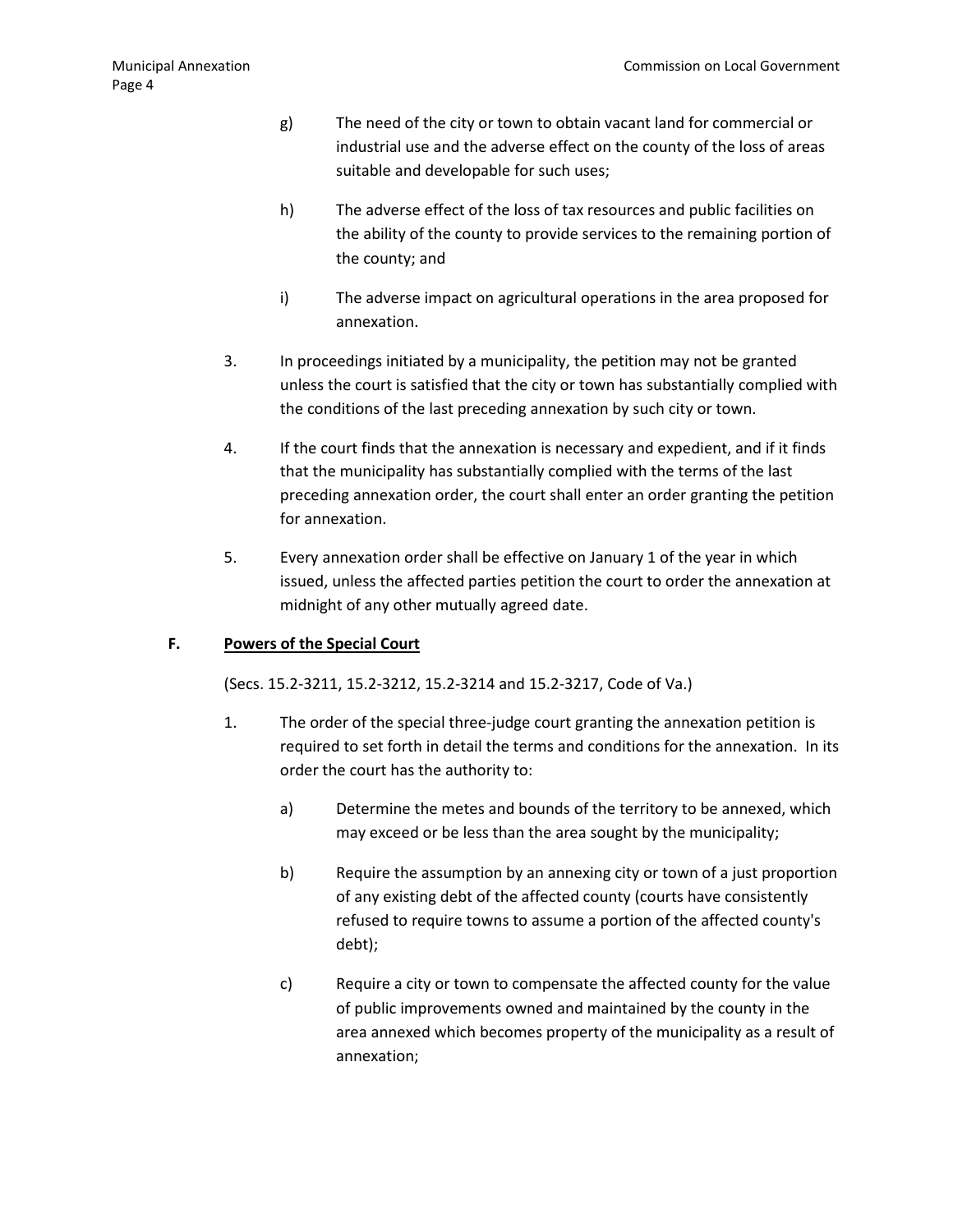g) The need of the city or town to obtain vacant land for commercial or industrial use and the adverse effect on the county of the loss of areas suitable and developable for such uses;

h) The adverse effect of the loss of tax resources and public facilities on the ability of the county to provide services to the remaining portion of the county; and

i) The adverse impact on agricultural operations in the area proposed for annexation.

3. In proceedings initiated by a municipality, the petition may not be granted unless the court is satisfied that the city or town has substantially complied with the conditions of the last preceding annexation by such city or town.

4. If the court finds that the annexation is necessary and expedient, and if it finds that the municipality has substantially complied with the terms of the last preceding annexation order, the court shall enter an order granting the petition for annexation.

5. Every annexation order shall be effective on January 1 of the year in which issued, unless the affected parties petition the court to order the annexation at midnight of any other mutually agreed date.

### F. <u>Powers of the Special Court</u>

(Secs. 15.2-3211, 15.2-3212, 15.2-3214 and 15.2-3217, Code of Va.)

1. The order of the special three-judge court granting the annexation petition is required to set forth in detail the terms and conditions for the annexation. In its order the court has the authority to:

   a) Determine the metes and bounds of the territory to be annexed, which may exceed or be less than the area sought by the municipality;

   b) Require the assumption by an annexing city or town of a just proportion of any existing debt of the affected county (courts have consistently refused to require towns to assume a portion of the affected county's debt);

   c) Require a city or town to compensate the affected county for the value of public improvements owned and maintained by the county in the area annexed which becomes property of the municipality as a result of annexation;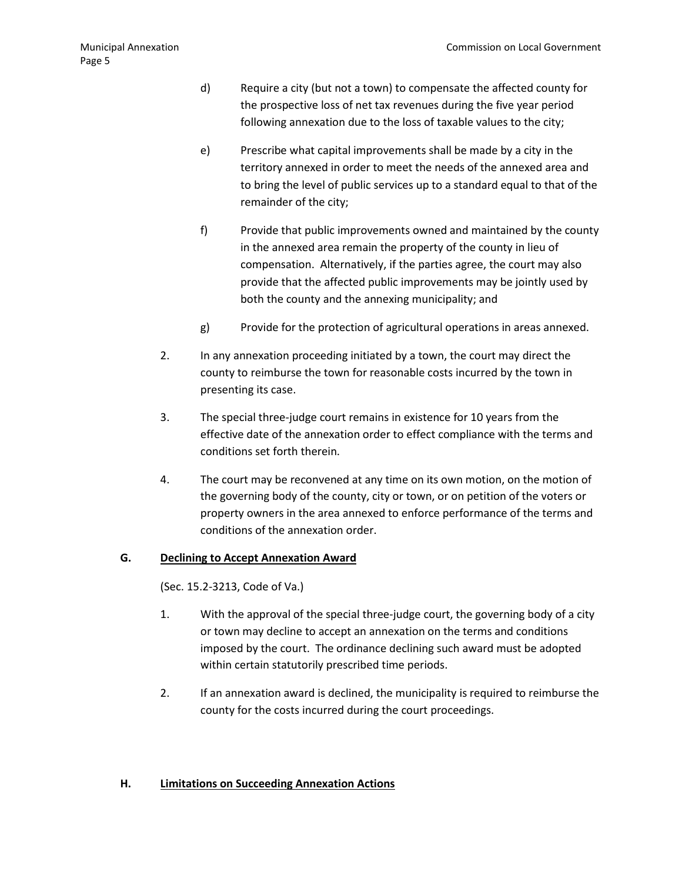d) Require a city (but not a town) to compensate the affected county for the prospective loss of net tax revenues during the five year period following annexation due to the loss of taxable values to the city;

e) Prescribe what capital improvements shall be made by a city in the territory annexed in order to meet the needs of the annexed area and to bring the level of public services up to a standard equal to that of the remainder of the city;

f) Provide that public improvements owned and maintained by the county in the annexed area remain the property of the county in lieu of compensation. Alternatively, if the parties agree, the court may also provide that the affected public improvements may be jointly used by both the county and the annexing municipality; and

g) Provide for the protection of agricultural operations in areas annexed.

2. In any annexation proceeding initiated by a town, the court may direct the county to reimburse the town for reasonable costs incurred by the town in presenting its case.

3. The special three-judge court remains in existence for 10 years from the effective date of the annexation order to effect compliance with the terms and conditions set forth therein.

4. The court may be reconvened at any time on its own motion, on the motion of the governing body of the county, city or town, or on petition of the voters or property owners in the area annexed to enforce performance of the terms and conditions of the annexation order.

## G. <u>Declining to Accept Annexation Award</u>

(Sec. 15.2-3213, Code of Va.)

1. With the approval of the special three-judge court, the governing body of a city or town may decline to accept an annexation on the terms and conditions imposed by the court. The ordinance declining such award must be adopted within certain statutorily prescribed time periods.

2. If an annexation award is declined, the municipality is required to reimburse the county for the costs incurred during the court proceedings.

## H. <u>Limitations on Succeeding Annexation Actions</u>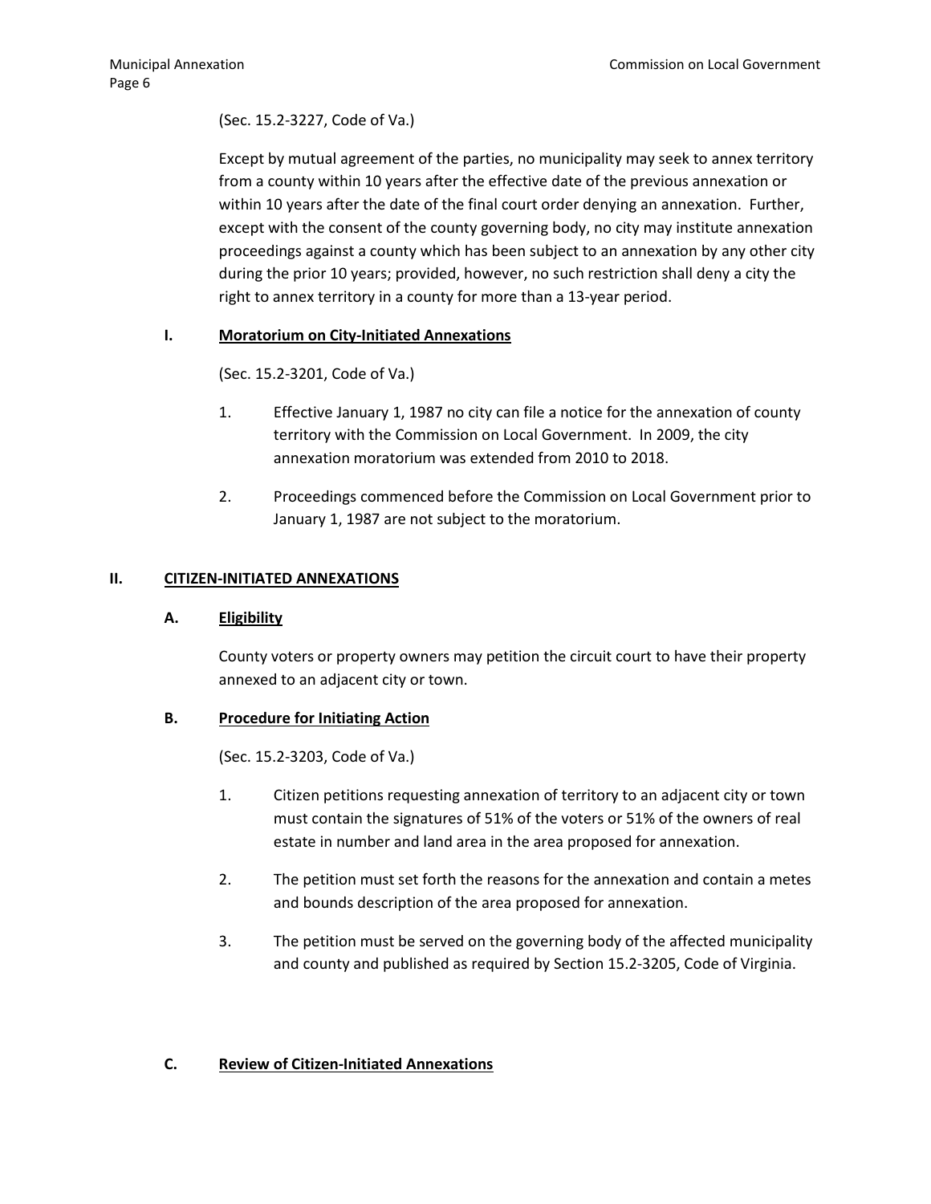(Sec. 15.2-3227, Code of Va.)

Except by mutual agreement of the parties, no municipality may seek to annex territory from a county within 10 years after the effective date of the previous annexation or within 10 years after the date of the final court order denying an annexation. Further, except with the consent of the county governing body, no city may institute annexation proceedings against a county which has been subject to an annexation by any other city during the prior 10 years; provided, however, no such restriction shall deny a city the right to annex territory in a county for more than a 13-year period.

### I. Moratorium on City-Initiated Annexations

(Sec. 15.2-3201, Code of Va.)

1. Effective January 1, 1987 no city can file a notice for the annexation of county territory with the Commission on Local Government. In 2009, the city annexation moratorium was extended from 2010 to 2018.
2. Proceedings commenced before the Commission on Local Government prior to January 1, 1987 are not subject to the moratorium.

## II. CITIZEN-INITIATED ANNEXATIONS

### A. Eligibility

County voters or property owners may petition the circuit court to have their property annexed to an adjacent city or town.

### B. Procedure for Initiating Action

(Sec. 15.2-3203, Code of Va.)

1. Citizen petitions requesting annexation of territory to an adjacent city or town must contain the signatures of 51% of the voters or 51% of the owners of real estate in number and land area in the area proposed for annexation.
2. The petition must set forth the reasons for the annexation and contain a metes and bounds description of the area proposed for annexation.
3. The petition must be served on the governing body of the affected municipality and county and published as required by Section 15.2-3205, Code of Virginia.

### C. Review of Citizen-Initiated Annexations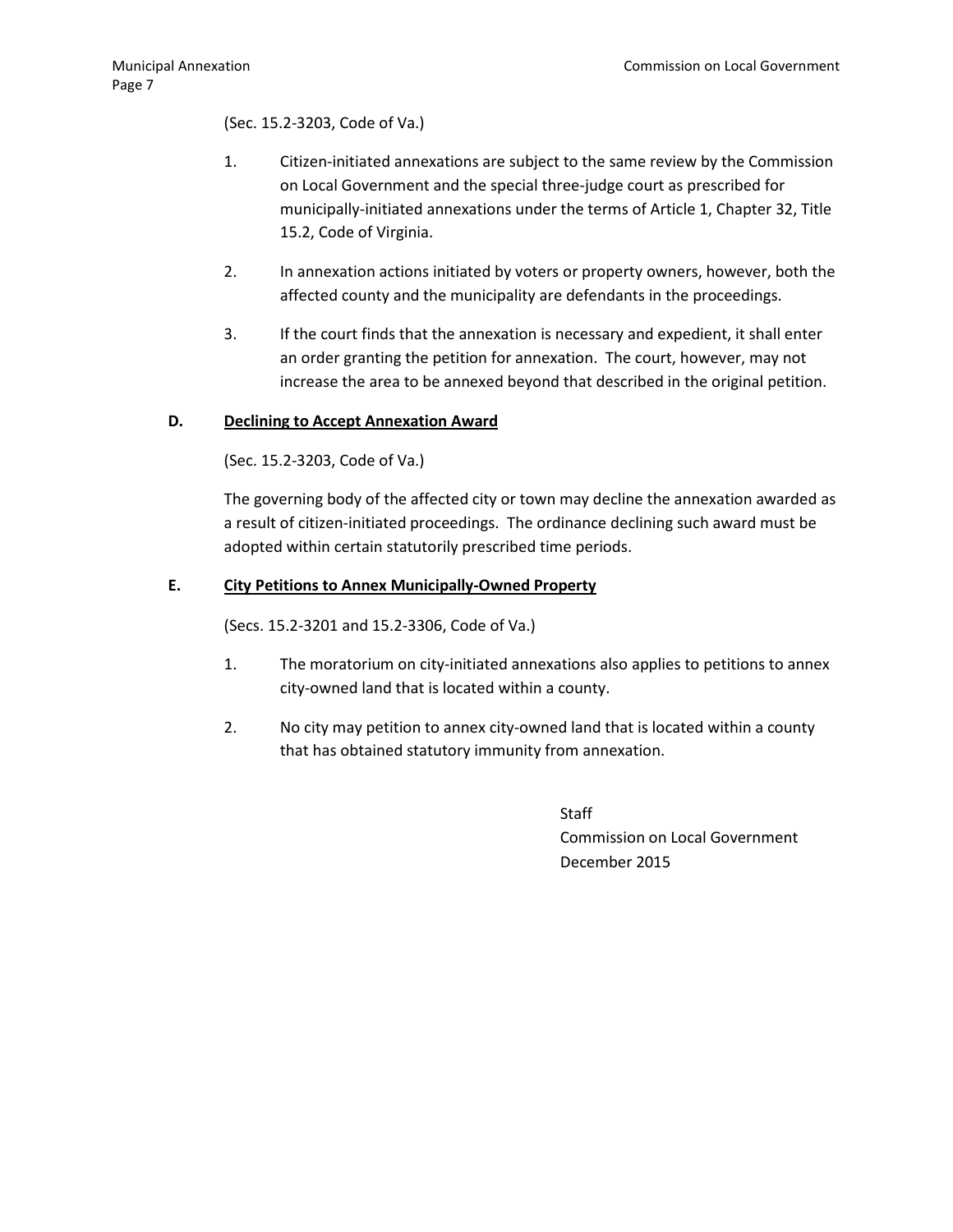(Sec. 15.2-3203, Code of Va.)

1. Citizen-initiated annexations are subject to the same review by the Commission on Local Government and the special three-judge court as prescribed for municipally-initiated annexations under the terms of Article 1, Chapter 32, Title 15.2, Code of Virginia.

2. In annexation actions initiated by voters or property owners, however, both the affected county and the municipality are defendants in the proceedings.

3. If the court finds that the annexation is necessary and expedient, it shall enter an order granting the petition for annexation. The court, however, may not increase the area to be annexed beyond that described in the original petition.

**D. Declining to Accept Annexation Award**

(Sec. 15.2-3203, Code of Va.)

The governing body of the affected city or town may decline the annexation awarded as a result of citizen-initiated proceedings. The ordinance declining such award must be adopted within certain statutorily prescribed time periods.

**E. City Petitions to Annex Municipally-Owned Property**

(Secs. 15.2-3201 and 15.2-3306, Code of Va.)

1. The moratorium on city-initiated annexations also applies to petitions to annex city-owned land that is located within a county.

2. No city may petition to annex city-owned land that is located within a county that has obtained statutory immunity from annexation.

Staff
Commission on Local Government
December 2015